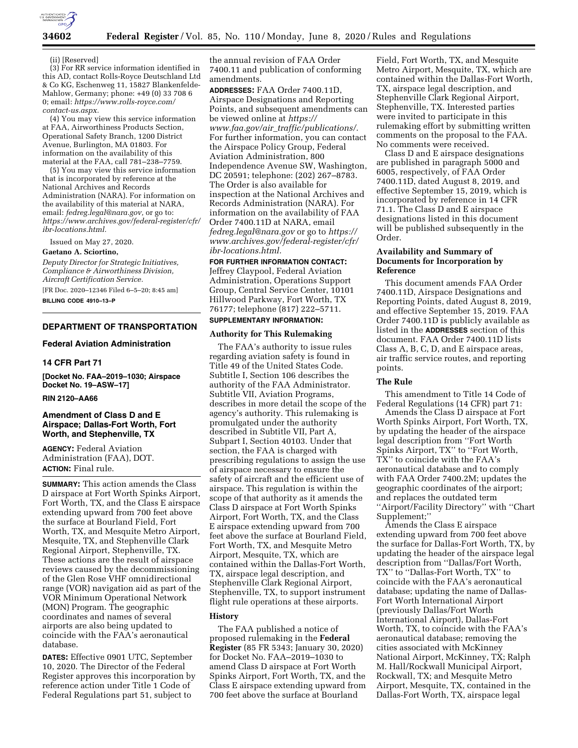(ii) [Reserved]

(3) For RR service information identified in this AD, contact Rolls-Royce Deutschland Ltd & Co KG, Eschenweg 11, 15827 Blankenfelde-Mahlow, Germany; phone: +49 (0) 33 708 6 0; email: *https://www.rolls-royce.com/contact-us.aspx.*

(4) You may view this service information at FAA, Airworthiness Products Section, Operational Safety Branch, 1200 District Avenue, Burlington, MA 01803. For information on the availability of this material at the FAA, call 781–238–7759.

(5) You may view this service information that is incorporated by reference at the National Archives and Records Administration (NARA). For information on the availability of this material at NARA, email: *fedreg.legal@nara.gov,* or go to: *https://www.archives.gov/federal-register/cfr/ibr-locations.html.*

Issued on May 27, 2020.

**Gaetano A. Sciortino,**

*Deputy Director for Strategic Initiatives, Compliance & Airworthiness Division, Aircraft Certification Service.*

[FR Doc. 2020–12346 Filed 6–5–20; 8:45 am]

**BILLING CODE 4910–13–P**

---

## DEPARTMENT OF TRANSPORTATION

### Federal Aviation Administration

### 14 CFR Part 71

**[Docket No. FAA–2019–1030; Airspace Docket No. 19–ASW–17]**

**RIN 2120–AA66**

## Amendment of Class D and E Airspace; Dallas-Fort Worth, Fort Worth, and Stephenville, TX

**AGENCY:** Federal Aviation Administration (FAA), DOT.

**ACTION:** Final rule.

**SUMMARY:** This action amends the Class D airspace at Fort Worth Spinks Airport, Fort Worth, TX, and the Class E airspace extending upward from 700 feet above the surface at Bourland Field, Fort Worth, TX, and Mesquite Metro Airport, Mesquite, TX, and Stephenville Clark Regional Airport, Stephenville, TX. These actions are the result of airspace reviews caused by the decommissioning of the Glen Rose VHF omnidirectional range (VOR) navigation aid as part of the VOR Minimum Operational Network (MON) Program. The geographic coordinates and names of several airports are also being updated to coincide with the FAA's aeronautical database.

**DATES:** Effective 0901 UTC, September 10, 2020. The Director of the Federal Register approves this incorporation by reference action under Title 1 Code of Federal Regulations part 51, subject to the annual revision of FAA Order 7400.11 and publication of conforming amendments.

**ADDRESSES:** FAA Order 7400.11D, Airspace Designations and Reporting Points, and subsequent amendments can be viewed online at *https://www.faa.gov/air_traffic/publications/.* For further information, you can contact the Airspace Policy Group, Federal Aviation Administration, 800 Independence Avenue SW, Washington, DC 20591; telephone: (202) 267–8783. The Order is also available for inspection at the National Archives and Records Administration (NARA). For information on the availability of FAA Order 7400.11D at NARA, email *fedreg.legal@nara.gov* or go to *https://www.archives.gov/federal-register/cfr/ibr-locations.html.*

**FOR FURTHER INFORMATION CONTACT:** Jeffrey Claypool, Federal Aviation Administration, Operations Support Group, Central Service Center, 10101 Hillwood Parkway, Fort Worth, TX 76177; telephone (817) 222–5711.

**SUPPLEMENTARY INFORMATION:**

### Authority for This Rulemaking

The FAA's authority to issue rules regarding aviation safety is found in Title 49 of the United States Code. Subtitle I, Section 106 describes the authority of the FAA Administrator. Subtitle VII, Aviation Programs, describes in more detail the scope of the agency's authority. This rulemaking is promulgated under the authority described in Subtitle VII, Part A, Subpart I, Section 40103. Under that section, the FAA is charged with prescribing regulations to assign the use of airspace necessary to ensure the safety of aircraft and the efficient use of airspace. This regulation is within the scope of that authority as it amends the Class D airspace at Fort Worth Spinks Airport, Fort Worth, TX, and the Class E airspace extending upward from 700 feet above the surface at Bourland Field, Fort Worth, TX, and Mesquite Metro Airport, Mesquite, TX, which are contained within the Dallas-Fort Worth, TX, airspace legal description, and Stephenville Clark Regional Airport, Stephenville, TX, to support instrument flight rule operations at these airports.

### History

The FAA published a notice of proposed rulemaking in the **Federal Register** (85 FR 5343; January 30, 2020) for Docket No. FAA–2019–1030 to amend Class D airspace at Fort Worth Spinks Airport, Fort Worth, TX, and the Class E airspace extending upward from 700 feet above the surface at Bourland Field, Fort Worth, TX, and Mesquite Metro Airport, Mesquite, TX, which are contained within the Dallas-Fort Worth, TX, airspace legal description, and Stephenville Clark Regional Airport, Stephenville, TX. Interested parties were invited to participate in this rulemaking effort by submitting written comments on the proposal to the FAA. No comments were received.

Class D and E airspace designations are published in paragraph 5000 and 6005, respectively, of FAA Order 7400.11D, dated August 8, 2019, and effective September 15, 2019, which is incorporated by reference in 14 CFR 71.1. The Class D and E airspace designations listed in this document will be published subsequently in the Order.

### Availability and Summary of Documents for Incorporation by Reference

This document amends FAA Order 7400.11D, Airspace Designations and Reporting Points, dated August 8, 2019, and effective September 15, 2019. FAA Order 7400.11D is publicly available as listed in the **ADDRESSES** section of this document. FAA Order 7400.11D lists Class A, B, C, D, and E airspace areas, air traffic service routes, and reporting points.

### The Rule

This amendment to Title 14 Code of Federal Regulations (14 CFR) part 71:

Amends the Class D airspace at Fort Worth Spinks Airport, Fort Worth, TX, by updating the header of the airspace legal description from ''Fort Worth Spinks Airport, TX'' to ''Fort Worth, TX'' to coincide with the FAA's aeronautical database and to comply with FAA Order 7400.2M; updates the geographic coordinates of the airport; and replaces the outdated term ''Airport/Facility Directory'' with ''Chart Supplement;''

Amends the Class E airspace extending upward from 700 feet above the surface for Dallas-Fort Worth, TX, by updating the header of the airspace legal description from ''Dallas/Fort Worth, TX'' to ''Dallas-Fort Worth, TX'' to coincide with the FAA's aeronautical database; updating the name of Dallas-Fort Worth International Airport (previously Dallas/Fort Worth International Airport), Dallas-Fort Worth, TX, to coincide with the FAA's aeronautical database; removing the cities associated with McKinney National Airport, McKinney, TX; Ralph M. Hall/Rockwall Municipal Airport, Rockwall, TX; and Mesquite Metro Airport, Mesquite, TX, contained in the Dallas-Fort Worth, TX, airspace legal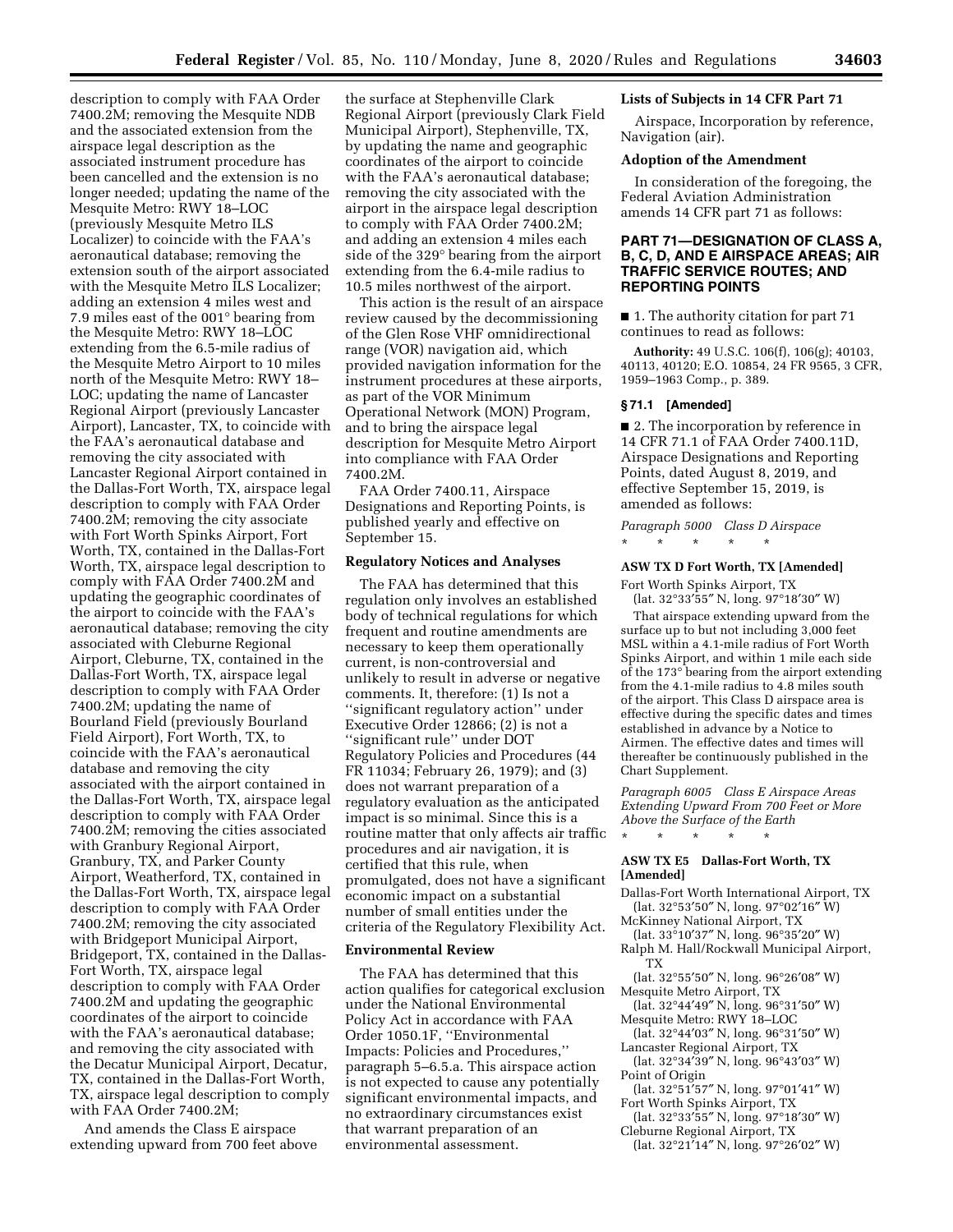description to comply with FAA Order 7400.2M; removing the Mesquite NDB and the associated extension from the airspace legal description as the associated instrument procedure has been cancelled and the extension is no longer needed; updating the name of the Mesquite Metro: RWY 18–LOC (previously Mesquite Metro ILS Localizer) to coincide with the FAA's aeronautical database; removing the extension south of the airport associated with the Mesquite Metro ILS Localizer; adding an extension 4 miles west and 7.9 miles east of the 001° bearing from the Mesquite Metro: RWY 18–LOC extending from the 6.5-mile radius of the Mesquite Metro Airport to 10 miles north of the Mesquite Metro: RWY 18–LOC; updating the name of Lancaster Regional Airport (previously Lancaster Airport), Lancaster, TX, to coincide with the FAA's aeronautical database and removing the city associated with Lancaster Regional Airport contained in the Dallas-Fort Worth, TX, airspace legal description to comply with FAA Order 7400.2M; removing the city associate with Fort Worth Spinks Airport, Fort Worth, TX, contained in the Dallas-Fort Worth, TX, airspace legal description to comply with FAA Order 7400.2M and updating the geographic coordinates of the airport to coincide with the FAA's aeronautical database; removing the city associated with Cleburne Regional Airport, Cleburne, TX, contained in the Dallas-Fort Worth, TX, airspace legal description to comply with FAA Order 7400.2M; updating the name of Bourland Field (previously Bourland Field Airport), Fort Worth, TX, to coincide with the FAA's aeronautical database and removing the city associated with the airport contained in the Dallas-Fort Worth, TX, airspace legal description to comply with FAA Order 7400.2M; removing the cities associated with Granbury Regional Airport, Granbury, TX, and Parker County Airport, Weatherford, TX, contained in the Dallas-Fort Worth, TX, airspace legal description to comply with FAA Order 7400.2M; removing the city associated with Bridgeport Municipal Airport, Bridgeport, TX, contained in the Dallas-Fort Worth, TX, airspace legal description to comply with FAA Order 7400.2M and updating the geographic coordinates of the airport to coincide with the FAA's aeronautical database; and removing the city associated with the Decatur Municipal Airport, Decatur, TX, contained in the Dallas-Fort Worth, TX, airspace legal description to comply with FAA Order 7400.2M;

And amends the Class E airspace extending upward from 700 feet above the surface at Stephenville Clark Regional Airport (previously Clark Field Municipal Airport), Stephenville, TX, by updating the name and geographic coordinates of the airport to coincide with the FAA's aeronautical database; removing the city associated with the airport in the airspace legal description to comply with FAA Order 7400.2M; and adding an extension 4 miles each side of the 329° bearing from the airport extending from the 6.4-mile radius to 10.5 miles northwest of the airport.

This action is the result of an airspace review caused by the decommissioning of the Glen Rose VHF omnidirectional range (VOR) navigation aid, which provided navigation information for the instrument procedures at these airports, as part of the VOR Minimum Operational Network (MON) Program, and to bring the airspace legal description for Mesquite Metro Airport into compliance with FAA Order 7400.2M.

FAA Order 7400.11, Airspace Designations and Reporting Points, is published yearly and effective on September 15.

## Regulatory Notices and Analyses

The FAA has determined that this regulation only involves an established body of technical regulations for which frequent and routine amendments are necessary to keep them operationally current, is non-controversial and unlikely to result in adverse or negative comments. It, therefore: (1) Is not a "significant regulatory action" under Executive Order 12866; (2) is not a "significant rule" under DOT Regulatory Policies and Procedures (44 FR 11034; February 26, 1979); and (3) does not warrant preparation of a regulatory evaluation as the anticipated impact is so minimal. Since this is a routine matter that only affects air traffic procedures and air navigation, it is certified that this rule, when promulgated, does not have a significant economic impact on a substantial number of small entities under the criteria of the Regulatory Flexibility Act.

## Environmental Review

The FAA has determined that this action qualifies for categorical exclusion under the National Environmental Policy Act in accordance with FAA Order 1050.1F, "Environmental Impacts: Policies and Procedures," paragraph 5–6.5.a. This airspace action is not expected to cause any potentially significant environmental impacts, and no extraordinary circumstances exist that warrant preparation of an environmental assessment.

## Lists of Subjects in 14 CFR Part 71

Airspace, Incorporation by reference, Navigation (air).

## Adoption of the Amendment

In consideration of the foregoing, the Federal Aviation Administration amends 14 CFR part 71 as follows:

## PART 71—DESIGNATION OF CLASS A, B, C, D, AND E AIRSPACE AREAS; AIR TRAFFIC SERVICE ROUTES; AND REPORTING POINTS

■ 1. The authority citation for part 71 continues to read as follows:

**Authority:** 49 U.S.C. 106(f), 106(g); 40103, 40113, 40120; E.O. 10854, 24 FR 9565, 3 CFR, 1959–1963 Comp., p. 389.

### § 71.1 [Amended]

■ 2. The incorporation by reference in 14 CFR 71.1 of FAA Order 7400.11D, Airspace Designations and Reporting Points, dated August 8, 2019, and effective September 15, 2019, is amended as follows:

*Paragraph 5000 Class D Airspace*

\* \* \* \* \*

**ASW TX D Fort Worth, TX [Amended]**

Fort Worth Spinks Airport, TX
(lat. 32°33′55″ N, long. 97°18′30″ W)

That airspace extending upward from the surface up to but not including 3,000 feet MSL within a 4.1-mile radius of Fort Worth Spinks Airport, and within 1 mile each side of the 173° bearing from the airport extending from the 4.1-mile radius to 4.8 miles south of the airport. This Class D airspace area is effective during the specific dates and times established in advance by a Notice to Airmen. The effective dates and times will thereafter be continuously published in the Chart Supplement.

*Paragraph 6005 Class E Airspace Areas Extending Upward From 700 Feet or More Above the Surface of the Earth*

\* \* \* \* \*

**ASW TX E5 Dallas-Fort Worth, TX [Amended]**

Dallas-Fort Worth International Airport, TX
(lat. 32°53′50″ N, long. 97°02′16″ W)
McKinney National Airport, TX
(lat. 33°10′37″ N, long. 96°35′20″ W)
Ralph M. Hall/Rockwall Municipal Airport, TX
(lat. 32°55′50″ N, long. 96°26′08″ W)
Mesquite Metro Airport, TX
(lat. 32°44′49″ N, long. 96°31′50″ W)
Mesquite Metro: RWY 18–LOC
(lat. 32°44′03″ N, long. 96°31′50″ W)
Lancaster Regional Airport, TX
(lat. 32°34′39″ N, long. 96°43′03″ W)
Point of Origin
(lat. 32°51′57″ N, long. 97°01′41″ W)
Fort Worth Spinks Airport, TX
(lat. 32°33′55″ N, long. 97°18′30″ W)
Cleburne Regional Airport, TX
(lat. 32°21′14″ N, long. 97°26′02″ W)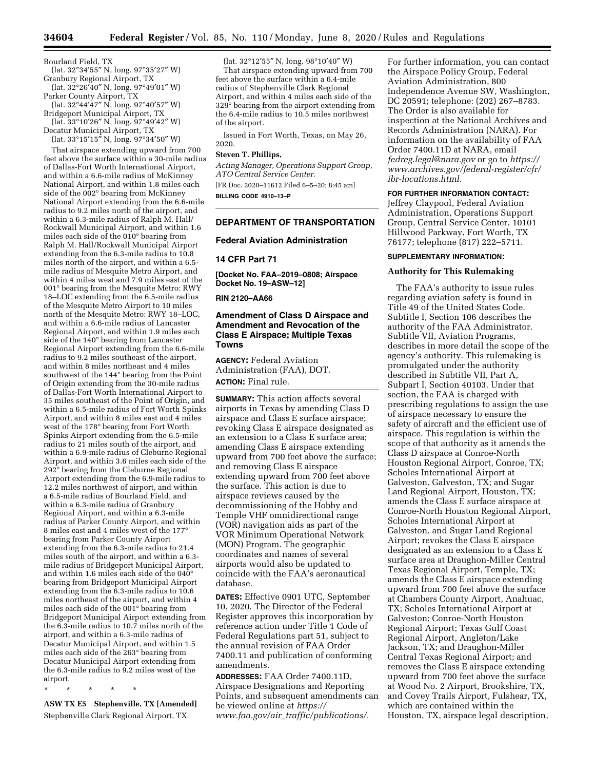Bourland Field, TX

(lat. 32°34′55″ N, long. 97°35′27″ W)

Granbury Regional Airport, TX

(lat. 32°26′40″ N, long. 97°49′01″ W)

Parker County Airport, TX

(lat. 32°44′47″ N, long. 97°40′57″ W)

Bridgeport Municipal Airport, TX

(lat. 33°10′26″ N, long. 97°49′42″ W)

Decatur Municipal Airport, TX

(lat. 33°15′15″ N, long. 97°34′50″ W)

That airspace extending upward from 700 feet above the surface within a 30-mile radius of Dallas-Fort Worth International Airport, and within a 6.6-mile radius of McKinney National Airport, and within 1.8 miles each side of the 002° bearing from McKinney National Airport extending from the 6.6-mile radius to 9.2 miles north of the airport, and within a 6.3-mile radius of Ralph M. Hall/Rockwall Municipal Airport, and within 1.6 miles each side of the 010° bearing from Ralph M. Hall/Rockwall Municipal Airport extending from the 6.3-mile radius to 10.8 miles north of the airport, and within a 6.5-mile radius of Mesquite Metro Airport, and within 4 miles west and 7.9 miles east of the 001° bearing from the Mesquite Metro: RWY 18–LOC extending from the 6.5-mile radius of the Mesquite Metro Airport to 10 miles north of the Mesquite Metro: RWY 18–LOC, and within a 6.6-mile radius of Lancaster Regional Airport, and within 1.9 miles each side of the 140° bearing from Lancaster Regional Airport extending from the 6.6-mile radius to 9.2 miles southeast of the airport, and within 8 miles northeast and 4 miles southwest of the 144° bearing from the Point of Origin extending from the 30-mile radius of Dallas-Fort Worth International Airport to 35 miles southeast of the Point of Origin, and within a 6.5-mile radius of Fort Worth Spinks Airport, and within 8 miles east and 4 miles west of the 178° bearing from Fort Worth Spinks Airport extending from the 6.5-mile radius to 21 miles south of the airport, and within a 6.9-mile radius of Cleburne Regional Airport, and within 3.6 miles each side of the 292° bearing from the Cleburne Regional Airport extending from the 6.9-mile radius to 12.2 miles northwest of airport, and within a 6.5-mile radius of Bourland Field, and within a 6.3-mile radius of Granbury Regional Airport, and within a 6.3-mile radius of Parker County Airport, and within 8 miles east and 4 miles west of the 177° bearing from Parker County Airport extending from the 6.3-mile radius to 21.4 miles south of the airport, and within a 6.3-mile radius of Bridgeport Municipal Airport, and within 1.6 miles each side of the 040° bearing from Bridgeport Municipal Airport extending from the 6.3-mile radius to 10.6 miles northeast of the airport, and within 4 miles each side of the 001° bearing from Bridgeport Municipal Airport extending from the 6.3-mile radius to 10.7 miles north of the airport, and within a 6.3-mile radius of Decatur Municipal Airport, and within 1.5 miles each side of the 263° bearing from Decatur Municipal Airport extending from the 6.3-mile radius to 9.2 miles west of the airport.

\* \* \* \* \*

**ASW TX E5 Stephenville, TX [Amended]**

Stephenville Clark Regional Airport, TX

(lat. 32°12′55″ N, long. 98°10′40″ W)

That airspace extending upward from 700 feet above the surface within a 6.4-mile radius of Stephenville Clark Regional Airport, and within 4 miles each side of the 329° bearing from the airport extending from the 6.4-mile radius to 10.5 miles northwest of the airport.

Issued in Fort Worth, Texas, on May 26, 2020.

**Steven T. Phillips,**

*Acting Manager, Operations Support Group, ATO Central Service Center.*

[FR Doc. 2020–11612 Filed 6–5–20; 8:45 am]

**BILLING CODE 4910–13–P**

## DEPARTMENT OF TRANSPORTATION

### Federal Aviation Administration

### 14 CFR Part 71

**[Docket No. FAA–2019–0808; Airspace Docket No. 19–ASW–12]**

**RIN 2120–AA66**

### Amendment of Class D Airspace and Amendment and Revocation of the Class E Airspace; Multiple Texas Towns

**AGENCY:** Federal Aviation Administration (FAA), DOT.

**ACTION:** Final rule.

**SUMMARY:** This action affects several airports in Texas by amending Class D airspace and Class E surface airspace; revoking Class E airspace designated as an extension to a Class E surface area; amending Class E airspace extending upward from 700 feet above the surface; and removing Class E airspace extending upward from 700 feet above the surface. This action is due to airspace reviews caused by the decommissioning of the Hobby and Temple VHF omnidirectional range (VOR) navigation aids as part of the VOR Minimum Operational Network (MON) Program. The geographic coordinates and names of several airports would also be updated to coincide with the FAA's aeronautical database.

**DATES:** Effective 0901 UTC, September 10, 2020. The Director of the Federal Register approves this incorporation by reference action under Title 1 Code of Federal Regulations part 51, subject to the annual revision of FAA Order 7400.11 and publication of conforming amendments.

**ADDRESSES:** FAA Order 7400.11D, Airspace Designations and Reporting Points, and subsequent amendments can be viewed online at *https://www.faa.gov/air_traffic/publications/*. For further information, you can contact the Airspace Policy Group, Federal Aviation Administration, 800 Independence Avenue SW, Washington, DC 20591; telephone: (202) 267–8783. The Order is also available for inspection at the National Archives and Records Administration (NARA). For information on the availability of FAA Order 7400.11D at NARA, email *fedreg.legal@nara.gov* or go to *https://www.archives.gov/federal-register/cfr/ibr-locations.html*.

**FOR FURTHER INFORMATION CONTACT:** Jeffrey Claypool, Federal Aviation Administration, Operations Support Group, Central Service Center, 10101 Hillwood Parkway, Fort Worth, TX 76177; telephone (817) 222–5711.

**SUPPLEMENTARY INFORMATION:**

#### Authority for This Rulemaking

The FAA's authority to issue rules regarding aviation safety is found in Title 49 of the United States Code. Subtitle I, Section 106 describes the authority of the FAA Administrator. Subtitle VII, Aviation Programs, describes in more detail the scope of the agency's authority. This rulemaking is promulgated under the authority described in Subtitle VII, Part A, Subpart I, Section 40103. Under that section, the FAA is charged with prescribing regulations to assign the use of airspace necessary to ensure the safety of aircraft and the efficient use of airspace. This regulation is within the scope of that authority as it amends the Class D airspace at Conroe-North Houston Regional Airport, Conroe, TX; Scholes International Airport at Galveston, Galveston, TX; and Sugar Land Regional Airport, Houston, TX; amends the Class E surface airspace at Conroe-North Houston Regional Airport, Scholes International Airport at Galveston, and Sugar Land Regional Airport; revokes the Class E airspace designated as an extension to a Class E surface area at Draughon-Miller Central Texas Regional Airport, Temple, TX; amends the Class E airspace extending upward from 700 feet above the surface at Chambers County Airport, Anahuac, TX; Scholes International Airport at Galveston; Conroe-North Houston Regional Airport; Texas Gulf Coast Regional Airport, Angleton/Lake Jackson, TX; and Draughon-Miller Central Texas Regional Airport; and removes the Class E airspace extending upward from 700 feet above the surface at Wood No. 2 Airport, Brookshire, TX, and Covey Trails Airport, Fulshear, TX, which are contained within the Houston, TX, airspace legal description,